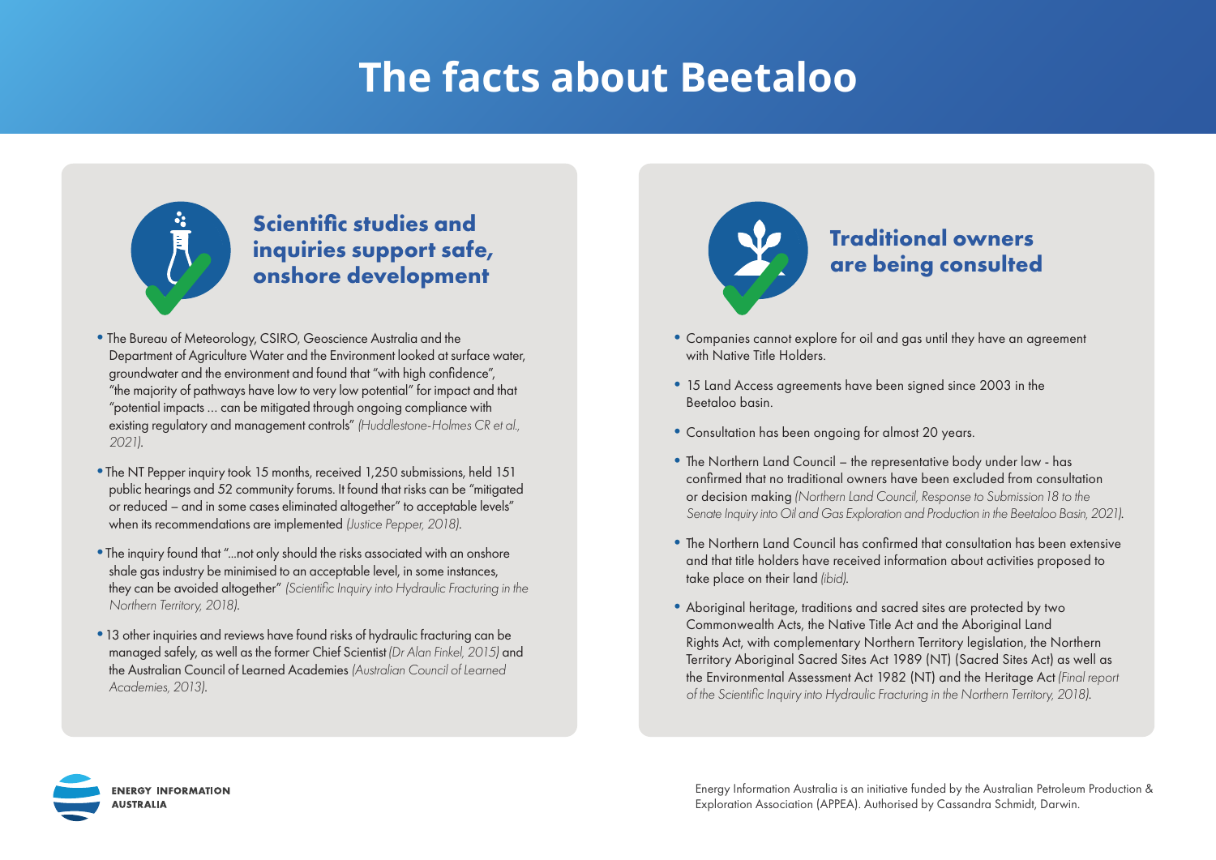# The facts about Beetaloo

## Scientific studies and inquiries support safe, onshore development

- The Bureau of Meteorology, CSIRO, Geoscience Australia and the Department of Agriculture Water and the Environment looked at surface water, groundwater and the environment and found that "with high confidence", "the majority of pathways have low to very low potential" for impact and that "potential impacts … can be mitigated through ongoing compliance with existing regulatory and management controls" *(Huddlestone-Holmes CR et al., 2021).*
- The NT Pepper inquiry took 15 months, received 1,250 submissions, held 151 public hearings and 52 community forums. It found that risks can be "mitigated or reduced – and in some cases eliminated altogether" to acceptable levels" when its recommendations are implemented *(Justice Pepper, 2018).*
- The inquiry found that "…not only should the risks associated with an onshore shale gas industry be minimised to an acceptable level, in some instances, they can be avoided altogether" *(Scientific Inquiry into Hydraulic Fracturing in the Northern Territory, 2018).*
- 13 other inquiries and reviews have found risks of hydraulic fracturing can be managed safely, as well as the former Chief Scientist *(Dr Alan Finkel, 2015)* and the Australian Council of Learned Academies *(Australian Council of Learned Academies, 2013).*

## Traditional owners are being consulted

- Companies cannot explore for oil and gas until they have an agreement with Native Title Holders.
- 15 Land Access agreements have been signed since 2003 in the Beetaloo basin.
- Consultation has been ongoing for almost 20 years.
- The Northern Land Council – the representative body under law - has confirmed that no traditional owners have been excluded from consultation or decision making *(Northern Land Council, Response to Submission 18 to the Senate Inquiry into Oil and Gas Exploration and Production in the Beetaloo Basin, 2021).*
- The Northern Land Council has confirmed that consultation has been extensive and that title holders have received information about activities proposed to take place on their land *(ibid).*
- Aboriginal heritage, traditions and sacred sites are protected by two Commonwealth Acts, the Native Title Act and the Aboriginal Land Rights Act, with complementary Northern Territory legislation, the Northern Territory Aboriginal Sacred Sites Act 1989 (NT) (Sacred Sites Act) as well as the Environmental Assessment Act 1982 (NT) and the Heritage Act *(Final report of the Scientific Inquiry into Hydraulic Fracturing in the Northern Territory, 2018).*

**ENERGY INFORMATION AUSTRALIA**

Energy Information Australia is an initiative funded by the Australian Petroleum Production & Exploration Association (APPEA). Authorised by Cassandra Schmidt, Darwin.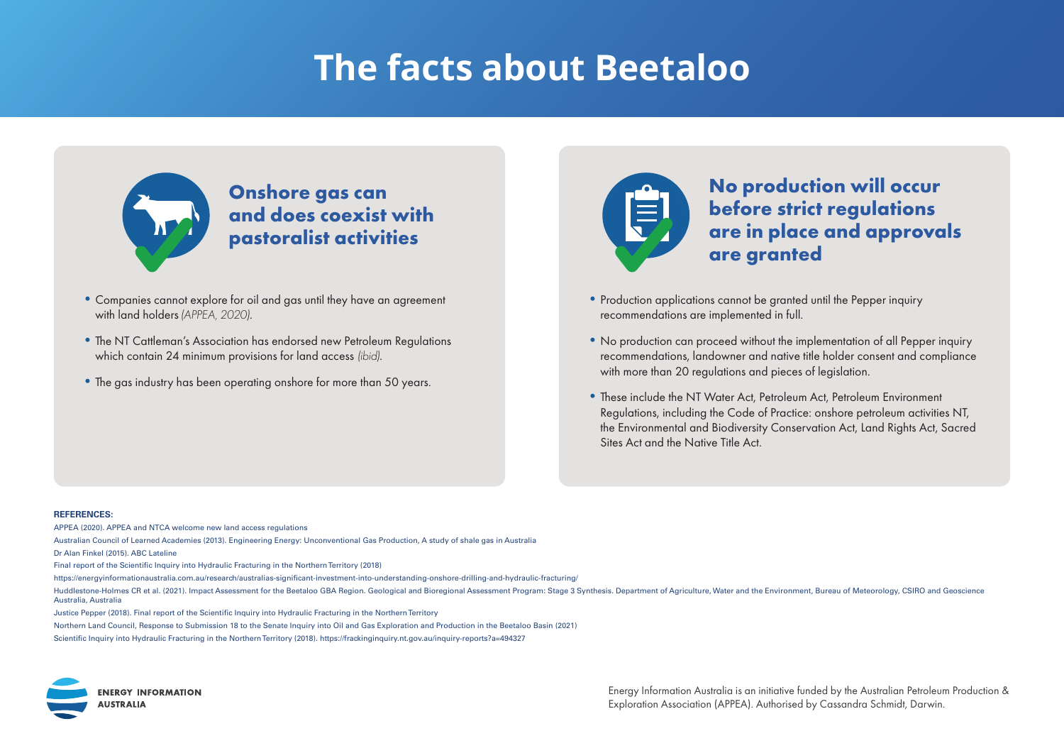# The facts about Beetaloo

## Onshore gas can and does coexist with pastoralist activities

- Companies cannot explore for oil and gas until they have an agreement with land holders *(APPEA, 2020)*.
- The NT Cattleman's Association has endorsed new Petroleum Regulations which contain 24 minimum provisions for land access *(ibid)*.
- The gas industry has been operating onshore for more than 50 years.

## No production will occur before strict regulations are in place and approvals are granted

- Production applications cannot be granted until the Pepper inquiry recommendations are implemented in full.
- No production can proceed without the implementation of all Pepper inquiry recommendations, landowner and native title holder consent and compliance with more than 20 regulations and pieces of legislation.
- These include the NT Water Act, Petroleum Act, Petroleum Environment Regulations, including the Code of Practice: onshore petroleum activities NT, the Environmental and Biodiversity Conservation Act, Land Rights Act, Sacred Sites Act and the Native Title Act.

**REFERENCES:**

APPEA (2020). APPEA and NTCA welcome new land access regulations

Australian Council of Learned Academies (2013). Engineering Energy: Unconventional Gas Production, A study of shale gas in Australia

Dr Alan Finkel (2015). ABC Lateline

Final report of the Scientific Inquiry into Hydraulic Fracturing in the Northern Territory (2018)

https://energyinformationaustralia.com.au/research/australias-significant-investment-into-understanding-onshore-drilling-and-hydraulic-fracturing/

Huddlestone-Holmes CR et al. (2021). Impact Assessment for the Beetaloo GBA Region. Geological and Bioregional Assessment Program: Stage 3 Synthesis. Department of Agriculture, Water and the Environment, Bureau of Meteorology, CSIRO and Geoscience Australia, Australia

Justice Pepper (2018). Final report of the Scientific Inquiry into Hydraulic Fracturing in the Northern Territory

Northern Land Council, Response to Submission 18 to the Senate Inquiry into Oil and Gas Exploration and Production in the Beetaloo Basin (2021)

Scientific Inquiry into Hydraulic Fracturing in the Northern Territory (2018). https://frackinginquiry.nt.gov.au/inquiry-reports?a=494327

ENERGY INFORMATION AUSTRALIA

Energy Information Australia is an initiative funded by the Australian Petroleum Production & Exploration Association (APPEA). Authorised by Cassandra Schmidt, Darwin.